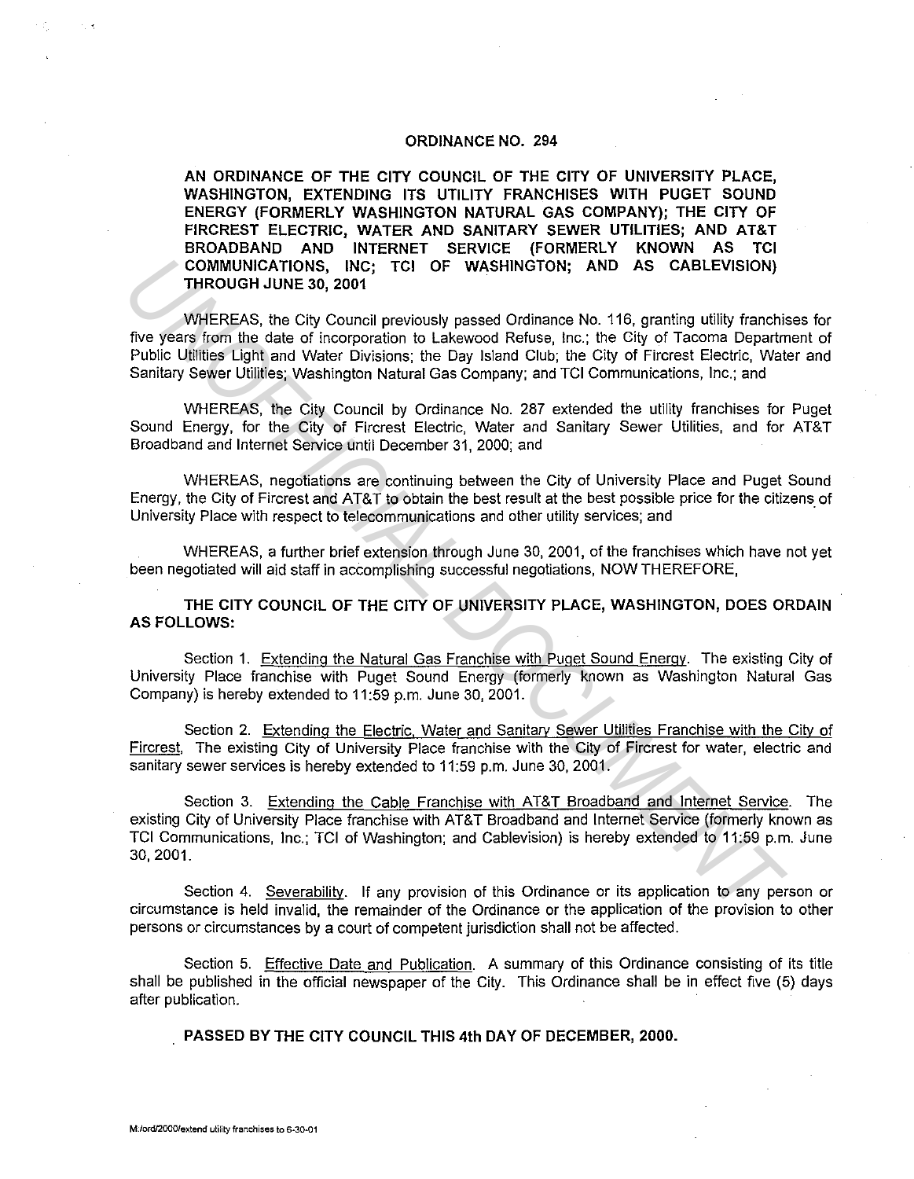# ORDINANCE NO. 294

**AN ORDINANCE OF THE CITY COUNCIL OF THE CITY OF UNIVERSITY PLACE, WASHINGTON, EXTENDING ITS UTILITY FRANCHISES WITH PUGET SOUND ENERGY (FORMERLY WASHINGTON NATURAL GAS COMPANY); THE CITY OF FIRCREST ELECTRIC, WATER AND SANITARY SEWER UTILITIES; AND AT&T BROADBAND AND INTERNET SERVICE (FORMERLY KNOWN AS TCI COMMUNICATIONS, INC; TCI OF WASHINGTON; AND AS CABLEVISION) THROUGH JUNE 30, 2001**

WHEREAS, the City Council previously passed Ordinance No. 116, granting utility franchises for five years from the date of incorporation to Lakewood Refuse, Inc.; the City of Tacoma Department of Public Utilities Light and Water Divisions; the Day Island Club; the City of Fircrest Electric, Water and Sanitary Sewer Utilities; Washington Natural Gas Company; and TCI Communications, Inc.; and

WHEREAS, the City Council by Ordinance No. 287 extended the utility franchises for Puget Sound Energy, for the City of Fircrest Electric, Water and Sanitary Sewer Utilities, and for AT&T Broadband and Internet Service until December 31, 2000; and

WHEREAS, negotiations are continuing between the City of University Place and Puget Sound Energy, the City of Fircrest and AT&T to obtain the best result at the best possible price for the citizens of University Place with respect to telecommunications and other utility services; and

WHEREAS, a further brief extension through June 30, 2001, of the franchises which have not yet been negotiated will aid staff in accomplishing successful negotiations, NOW THEREFORE,

**THE CITY COUNCIL OF THE CITY OF UNIVERSITY PLACE, WASHINGTON, DOES ORDAIN AS FOLLOWS:**

Section 1. Extending the Natural Gas Franchise with Puget Sound Energy. The existing City of University Place franchise with Puget Sound Energy (formerly known as Washington Natural Gas Company) is hereby extended to 11:59 p.m. June 30, 2001.

Section 2. Extending the Electric, Water and Sanitary Sewer Utilities Franchise with the City of Fircrest. The existing City of University Place franchise with the City of Fircrest for water, electric and sanitary sewer services is hereby extended to 11:59 p.m. June 30, 2001.

Section 3. Extending the Cable Franchise with AT&T Broadband and Internet Service. The existing City of University Place franchise with AT&T Broadband and Internet Service (formerly known as TCI Communications, Inc.; TCI of Washington; and Cablevision) is hereby extended to 11:59 p.m. June 30, 2001.

Section 4. Severability. If any provision of this Ordinance or its application to any person or circumstance is held invalid, the remainder of the Ordinance or the application of the provision to other persons or circumstances by a court of competent jurisdiction shall not be affected.

Section 5. Effective Date and Publication. A summary of this Ordinance consisting of its title shall be published in the official newspaper of the City. This Ordinance shall be in effect five (5) days after publication.

**PASSED BY THE CITY COUNCIL THIS 4th DAY OF DECEMBER, 2000.**

M:/ord/2000/extend utility franchises to 6-30-01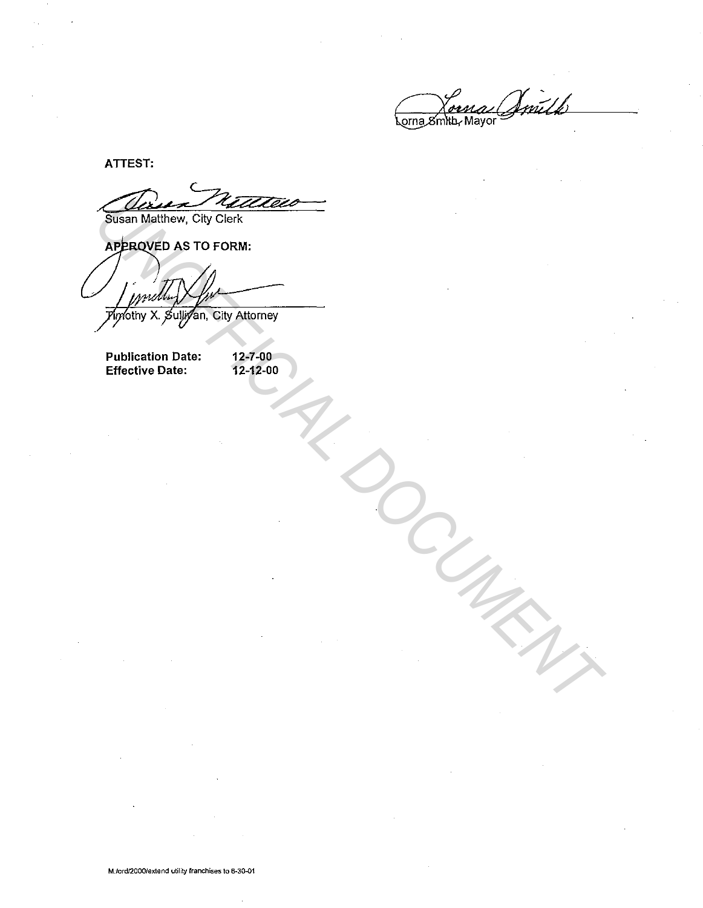Lorna Smith, Mayor

**ATTEST:**

Susan Matthew, City Clerk

**APPROVED AS TO FORM:**

Timothy X. Sullivan, City Attorney

| | |
|---|---|
| **Publication Date:** | **12-7-00** |
| **Effective Date:** | **12-12-00** |

M:/ord/2000/extend utility franchises to 6-30-01